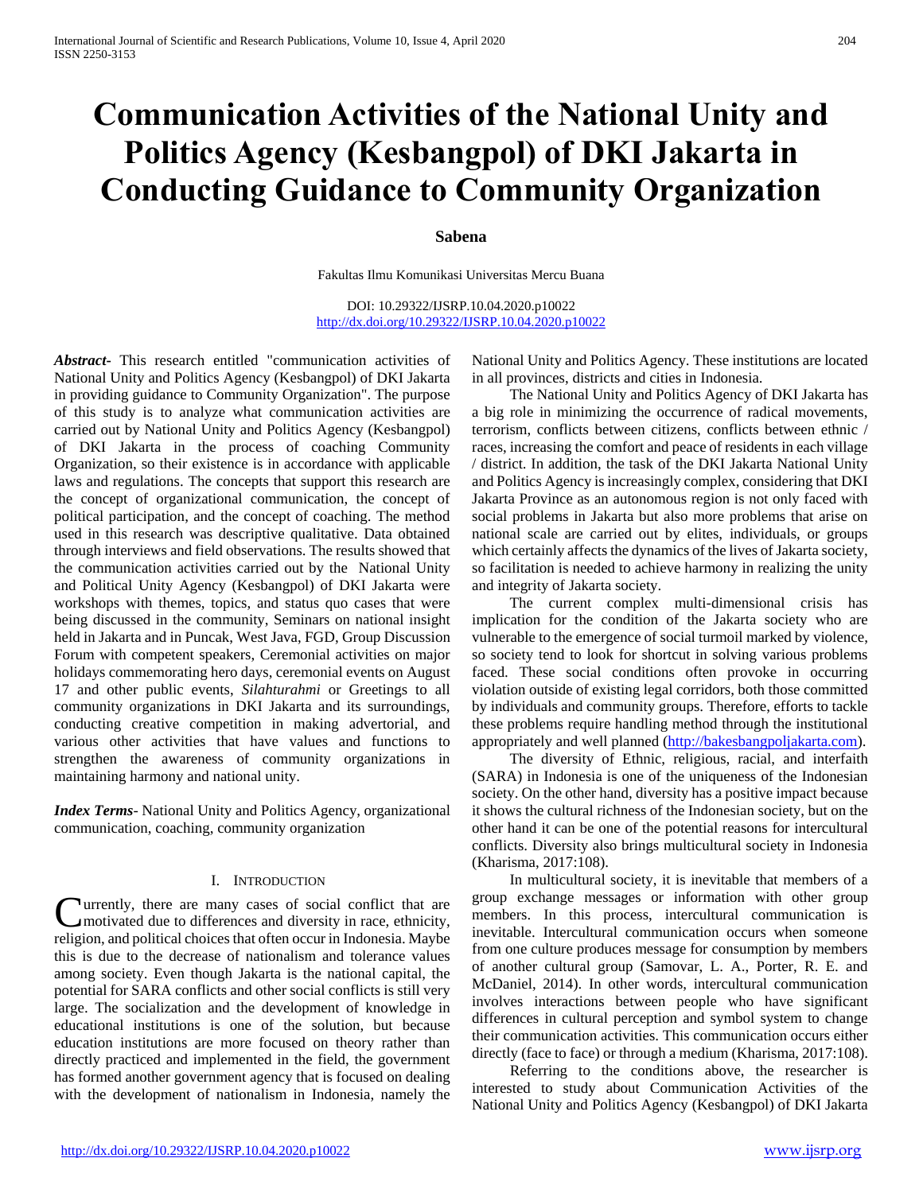# Communication Activities of the National Unity and Politics Agency (Kesbangpol) of DKI Jakarta in Conducting Guidance to Community Organization

**Sabena**

Fakultas Ilmu Komunikasi Universitas Mercu Buana

DOI: 10.29322/IJSRP.10.04.2020.p10022
http://dx.doi.org/10.29322/IJSRP.10.04.2020.p10022

***Abstract*****-** This research entitled "communication activities of National Unity and Politics Agency (Kesbangpol) of DKI Jakarta in providing guidance to Community Organization". The purpose of this study is to analyze what communication activities are carried out by National Unity and Politics Agency (Kesbangpol) of DKI Jakarta in the process of coaching Community Organization, so their existence is in accordance with applicable laws and regulations. The concepts that support this research are the concept of organizational communication, the concept of political participation, and the concept of coaching. The method used in this research was descriptive qualitative. Data obtained through interviews and field observations. The results showed that the communication activities carried out by the National Unity and Political Unity Agency (Kesbangpol) of DKI Jakarta were workshops with themes, topics, and status quo cases that were being discussed in the community, Seminars on national insight held in Jakarta and in Puncak, West Java, FGD, Group Discussion Forum with competent speakers, Ceremonial activities on major holidays commemorating hero days, ceremonial events on August 17 and other public events, *Silahturahmi* or Greetings to all community organizations in DKI Jakarta and its surroundings, conducting creative competition in making advertorial, and various other activities that have values and functions to strengthen the awareness of community organizations in maintaining harmony and national unity.

***Index Terms*****-** National Unity and Politics Agency, organizational communication, coaching, community organization

## I. Introduction

Currently, there are many cases of social conflict that are motivated due to differences and diversity in race, ethnicity, religion, and political choices that often occur in Indonesia. Maybe this is due to the decrease of nationalism and tolerance values among society. Even though Jakarta is the national capital, the potential for SARA conflicts and other social conflicts is still very large. The socialization and the development of knowledge in educational institutions is one of the solution, but because education institutions are more focused on theory rather than directly practiced and implemented in the field, the government has formed another government agency that is focused on dealing with the development of nationalism in Indonesia, namely the National Unity and Politics Agency. These institutions are located in all provinces, districts and cities in Indonesia.

The National Unity and Politics Agency of DKI Jakarta has a big role in minimizing the occurrence of radical movements, terrorism, conflicts between citizens, conflicts between ethnic / races, increasing the comfort and peace of residents in each village / district. In addition, the task of the DKI Jakarta National Unity and Politics Agency is increasingly complex, considering that DKI Jakarta Province as an autonomous region is not only faced with social problems in Jakarta but also more problems that arise on national scale are carried out by elites, individuals, or groups which certainly affects the dynamics of the lives of Jakarta society, so facilitation is needed to achieve harmony in realizing the unity and integrity of Jakarta society.

The current complex multi-dimensional crisis has implication for the condition of the Jakarta society who are vulnerable to the emergence of social turmoil marked by violence, so society tend to look for shortcut in solving various problems faced. These social conditions often provoke in occurring violation outside of existing legal corridors, both those committed by individuals and community groups. Therefore, efforts to tackle these problems require handling method through the institutional appropriately and well planned (http://bakesbangpoljakarta.com).

The diversity of Ethnic, religious, racial, and interfaith (SARA) in Indonesia is one of the uniqueness of the Indonesian society. On the other hand, diversity has a positive impact because it shows the cultural richness of the Indonesian society, but on the other hand it can be one of the potential reasons for intercultural conflicts. Diversity also brings multicultural society in Indonesia (Kharisma, 2017:108).

In multicultural society, it is inevitable that members of a group exchange messages or information with other group members. In this process, intercultural communication is inevitable. Intercultural communication occurs when someone from one culture produces message for consumption by members of another cultural group (Samovar, L. A., Porter, R. E. and McDaniel, 2014). In other words, intercultural communication involves interactions between people who have significant differences in cultural perception and symbol system to change their communication activities. This communication occurs either directly (face to face) or through a medium (Kharisma, 2017:108).

Referring to the conditions above, the researcher is interested to study about Communication Activities of the National Unity and Politics Agency (Kesbangpol) of DKI Jakarta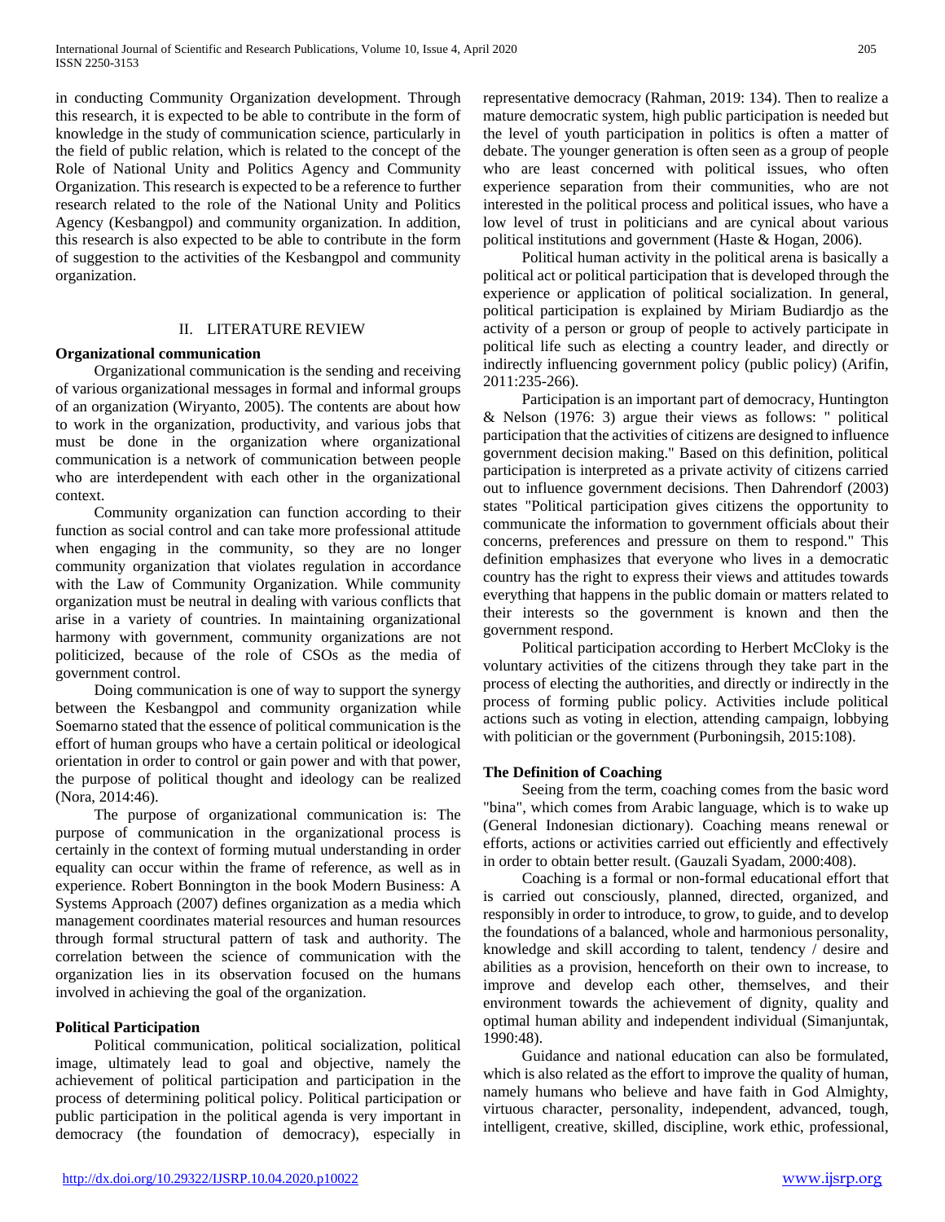in conducting Community Organization development. Through this research, it is expected to be able to contribute in the form of knowledge in the study of communication science, particularly in the field of public relation, which is related to the concept of the Role of National Unity and Politics Agency and Community Organization. This research is expected to be a reference to further research related to the role of the National Unity and Politics Agency (Kesbangpol) and community organization. In addition, this research is also expected to be able to contribute in the form of suggestion to the activities of the Kesbangpol and community organization.

## II. LITERATURE REVIEW

### Organizational communication

Organizational communication is the sending and receiving of various organizational messages in formal and informal groups of an organization (Wiryanto, 2005). The contents are about how to work in the organization, productivity, and various jobs that must be done in the organization where organizational communication is a network of communication between people who are interdependent with each other in the organizational context.

Community organization can function according to their function as social control and can take more professional attitude when engaging in the community, so they are no longer community organization that violates regulation in accordance with the Law of Community Organization. While community organization must be neutral in dealing with various conflicts that arise in a variety of countries. In maintaining organizational harmony with government, community organizations are not politicized, because of the role of CSOs as the media of government control.

Doing communication is one of way to support the synergy between the Kesbangpol and community organization while Soemarno stated that the essence of political communication is the effort of human groups who have a certain political or ideological orientation in order to control or gain power and with that power, the purpose of political thought and ideology can be realized (Nora, 2014:46).

The purpose of organizational communication is: The purpose of communication in the organizational process is certainly in the context of forming mutual understanding in order equality can occur within the frame of reference, as well as in experience. Robert Bonnington in the book Modern Business: A Systems Approach (2007) defines organization as a media which management coordinates material resources and human resources through formal structural pattern of task and authority. The correlation between the science of communication with the organization lies in its observation focused on the humans involved in achieving the goal of the organization.

### Political Participation

Political communication, political socialization, political image, ultimately lead to goal and objective, namely the achievement of political participation and participation in the process of determining political policy. Political participation or public participation in the political agenda is very important in democracy (the foundation of democracy), especially in representative democracy (Rahman, 2019: 134). Then to realize a mature democratic system, high public participation is needed but the level of youth participation in politics is often a matter of debate. The younger generation is often seen as a group of people who are least concerned with political issues, who often experience separation from their communities, who are not interested in the political process and political issues, who have a low level of trust in politicians and are cynical about various political institutions and government (Haste & Hogan, 2006).

Political human activity in the political arena is basically a political act or political participation that is developed through the experience or application of political socialization. In general, political participation is explained by Miriam Budiardjo as the activity of a person or group of people to actively participate in political life such as electing a country leader, and directly or indirectly influencing government policy (public policy) (Arifin, 2011:235-266).

Participation is an important part of democracy, Huntington & Nelson (1976: 3) argue their views as follows: " political participation that the activities of citizens are designed to influence government decision making." Based on this definition, political participation is interpreted as a private activity of citizens carried out to influence government decisions. Then Dahrendorf (2003) states "Political participation gives citizens the opportunity to communicate the information to government officials about their concerns, preferences and pressure on them to respond." This definition emphasizes that everyone who lives in a democratic country has the right to express their views and attitudes towards everything that happens in the public domain or matters related to their interests so the government is known and then the government respond.

Political participation according to Herbert McCloky is the voluntary activities of the citizens through they take part in the process of electing the authorities, and directly or indirectly in the process of forming public policy. Activities include political actions such as voting in election, attending campaign, lobbying with politician or the government (Purboningsih, 2015:108).

### The Definition of Coaching

Seeing from the term, coaching comes from the basic word "bina", which comes from Arabic language, which is to wake up (General Indonesian dictionary). Coaching means renewal or efforts, actions or activities carried out efficiently and effectively in order to obtain better result. (Gauzali Syadam, 2000:408).

Coaching is a formal or non-formal educational effort that is carried out consciously, planned, directed, organized, and responsibly in order to introduce, to grow, to guide, and to develop the foundations of a balanced, whole and harmonious personality, knowledge and skill according to talent, tendency / desire and abilities as a provision, henceforth on their own to increase, to improve and develop each other, themselves, and their environment towards the achievement of dignity, quality and optimal human ability and independent individual (Simanjuntak, 1990:48).

Guidance and national education can also be formulated, which is also related as the effort to improve the quality of human, namely humans who believe and have faith in God Almighty, virtuous character, personality, independent, advanced, tough, intelligent, creative, skilled, discipline, work ethic, professional,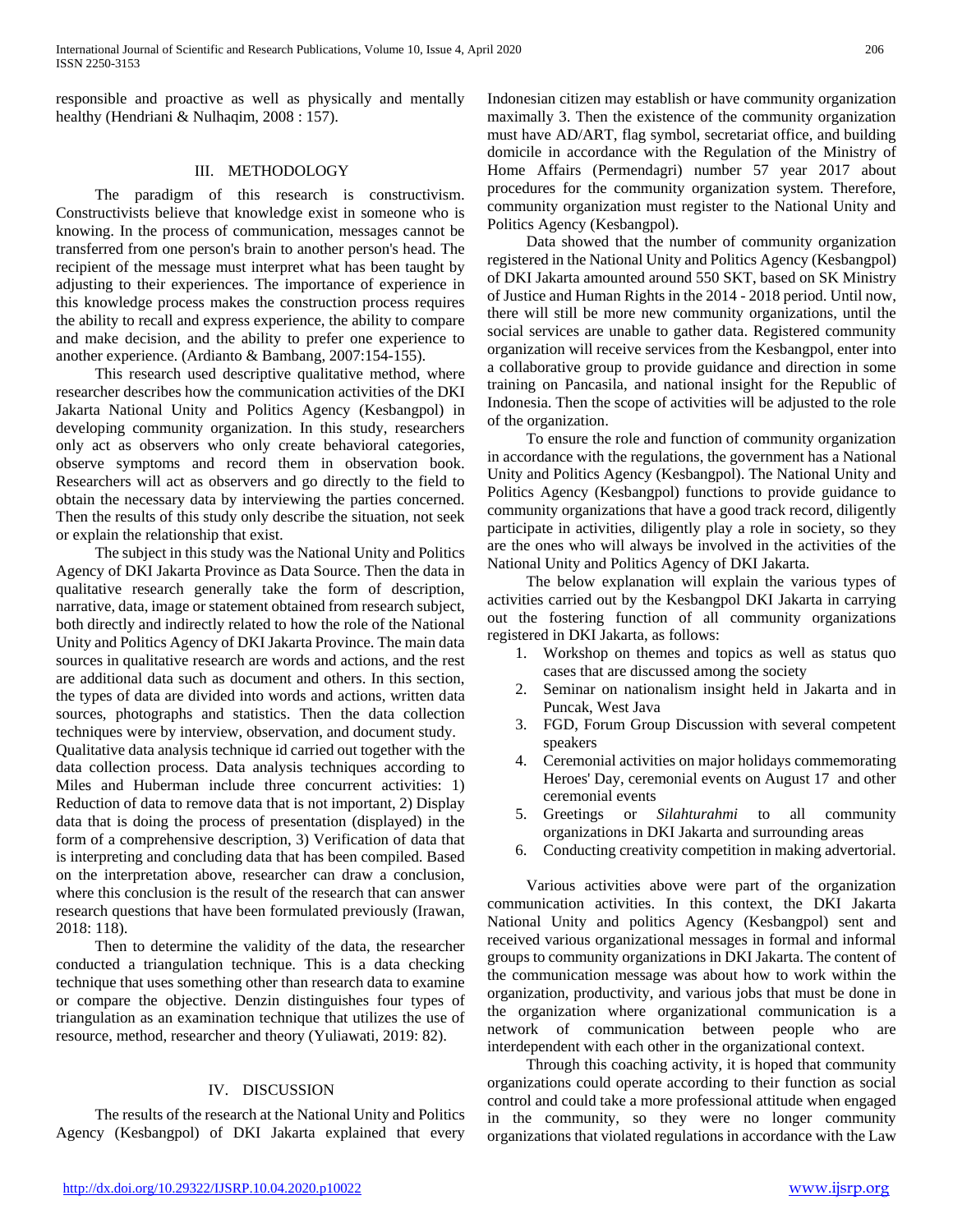responsible and proactive as well as physically and mentally healthy (Hendriani & Nulhaqim, 2008 : 157).

## III. METHODOLOGY

The paradigm of this research is constructivism. Constructivists believe that knowledge exist in someone who is knowing. In the process of communication, messages cannot be transferred from one person's brain to another person's head. The recipient of the message must interpret what has been taught by adjusting to their experiences. The importance of experience in this knowledge process makes the construction process requires the ability to recall and express experience, the ability to compare and make decision, and the ability to prefer one experience to another experience. (Ardianto & Bambang, 2007:154-155).

This research used descriptive qualitative method, where researcher describes how the communication activities of the DKI Jakarta National Unity and Politics Agency (Kesbangpol) in developing community organization. In this study, researchers only act as observers who only create behavioral categories, observe symptoms and record them in observation book. Researchers will act as observers and go directly to the field to obtain the necessary data by interviewing the parties concerned. Then the results of this study only describe the situation, not seek or explain the relationship that exist.

The subject in this study was the National Unity and Politics Agency of DKI Jakarta Province as Data Source. Then the data in qualitative research generally take the form of description, narrative, data, image or statement obtained from research subject, both directly and indirectly related to how the role of the National Unity and Politics Agency of DKI Jakarta Province. The main data sources in qualitative research are words and actions, and the rest are additional data such as document and others. In this section, the types of data are divided into words and actions, written data sources, photographs and statistics. Then the data collection techniques were by interview, observation, and document study.

Qualitative data analysis technique id carried out together with the data collection process. Data analysis techniques according to Miles and Huberman include three concurrent activities: 1) Reduction of data to remove data that is not important, 2) Display data that is doing the process of presentation (displayed) in the form of a comprehensive description, 3) Verification of data that is interpreting and concluding data that has been compiled. Based on the interpretation above, researcher can draw a conclusion, where this conclusion is the result of the research that can answer research questions that have been formulated previously (Irawan, 2018: 118).

Then to determine the validity of the data, the researcher conducted a triangulation technique. This is a data checking technique that uses something other than research data to examine or compare the objective. Denzin distinguishes four types of triangulation as an examination technique that utilizes the use of resource, method, researcher and theory (Yuliawati, 2019: 82).

## IV. DISCUSSION

The results of the research at the National Unity and Politics Agency (Kesbangpol) of DKI Jakarta explained that every Indonesian citizen may establish or have community organization maximally 3. Then the existence of the community organization must have AD/ART, flag symbol, secretariat office, and building domicile in accordance with the Regulation of the Ministry of Home Affairs (Permendagri) number 57 year 2017 about procedures for the community organization system. Therefore, community organization must register to the National Unity and Politics Agency (Kesbangpol).

Data showed that the number of community organization registered in the National Unity and Politics Agency (Kesbangpol) of DKI Jakarta amounted around 550 SKT, based on SK Ministry of Justice and Human Rights in the 2014 - 2018 period. Until now, there will still be more new community organizations, until the social services are unable to gather data. Registered community organization will receive services from the Kesbangpol, enter into a collaborative group to provide guidance and direction in some training on Pancasila, and national insight for the Republic of Indonesia. Then the scope of activities will be adjusted to the role of the organization.

To ensure the role and function of community organization in accordance with the regulations, the government has a National Unity and Politics Agency (Kesbangpol). The National Unity and Politics Agency (Kesbangpol) functions to provide guidance to community organizations that have a good track record, diligently participate in activities, diligently play a role in society, so they are the ones who will always be involved in the activities of the National Unity and Politics Agency of DKI Jakarta.

The below explanation will explain the various types of activities carried out by the Kesbangpol DKI Jakarta in carrying out the fostering function of all community organizations registered in DKI Jakarta, as follows:

1. Workshop on themes and topics as well as status quo cases that are discussed among the society
2. Seminar on nationalism insight held in Jakarta and in Puncak, West Java
3. FGD, Forum Group Discussion with several competent speakers
4. Ceremonial activities on major holidays commemorating Heroes' Day, ceremonial events on August 17 and other ceremonial events
5. Greetings or *Silahturahmi* to all community organizations in DKI Jakarta and surrounding areas
6. Conducting creativity competition in making advertorial.

Various activities above were part of the organization communication activities. In this context, the DKI Jakarta National Unity and politics Agency (Kesbangpol) sent and received various organizational messages in formal and informal groups to community organizations in DKI Jakarta. The content of the communication message was about how to work within the organization, productivity, and various jobs that must be done in the organization where organizational communication is a network of communication between people who are interdependent with each other in the organizational context.

Through this coaching activity, it is hoped that community organizations could operate according to their function as social control and could take a more professional attitude when engaged in the community, so they were no longer community organizations that violated regulations in accordance with the Law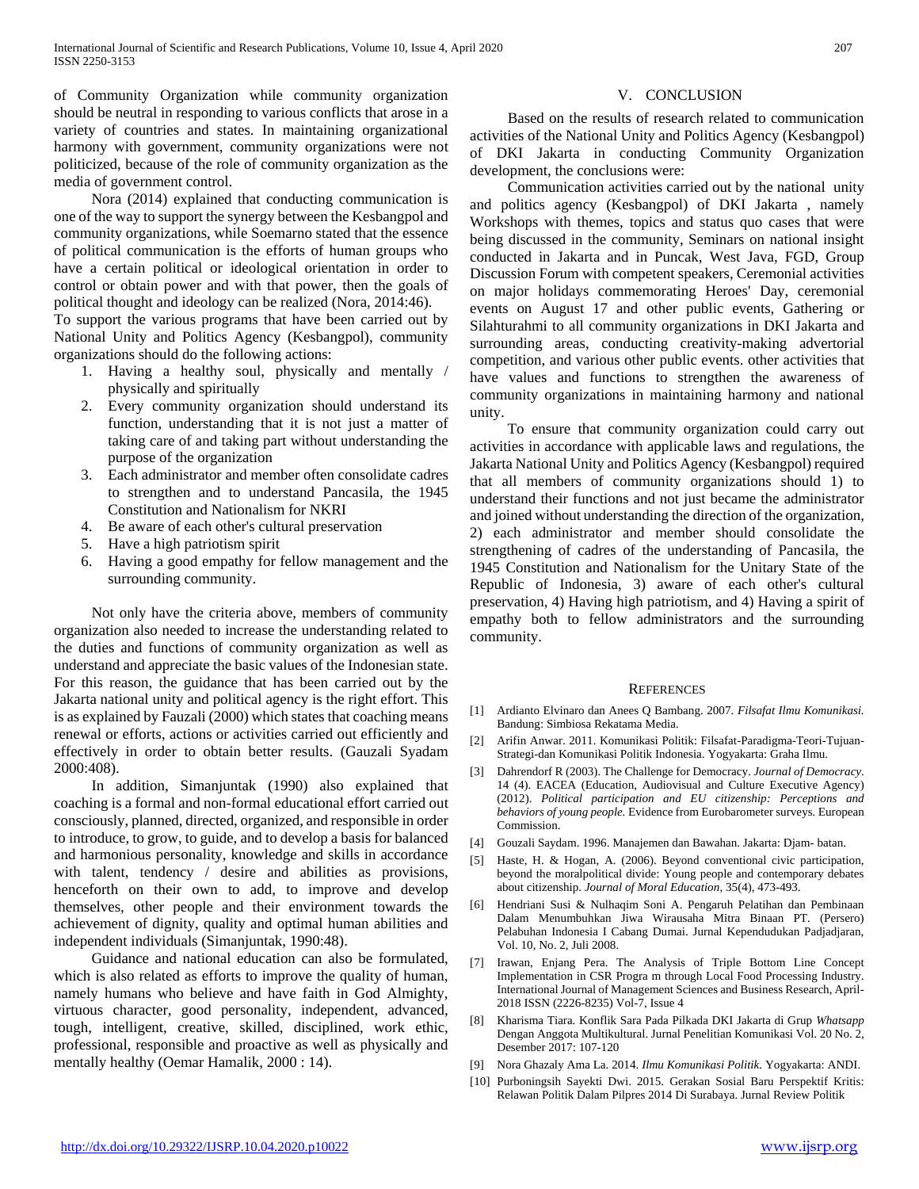of Community Organization while community organization should be neutral in responding to various conflicts that arose in a variety of countries and states. In maintaining organizational harmony with government, community organizations were not politicized, because of the role of community organization as the media of government control.

Nora (2014) explained that conducting communication is one of the way to support the synergy between the Kesbangpol and community organizations, while Soemarno stated that the essence of political communication is the efforts of human groups who have a certain political or ideological orientation in order to control or obtain power and with that power, then the goals of political thought and ideology can be realized (Nora, 2014:46).

To support the various programs that have been carried out by National Unity and Politics Agency (Kesbangpol), community organizations should do the following actions:

1. Having a healthy soul, physically and mentally / physically and spiritually
2. Every community organization should understand its function, understanding that it is not just a matter of taking care of and taking part without understanding the purpose of the organization
3. Each administrator and member often consolidate cadres to strengthen and to understand Pancasila, the 1945 Constitution and Nationalism for NKRI
4. Be aware of each other's cultural preservation
5. Have a high patriotism spirit
6. Having a good empathy for fellow management and the surrounding community.

Not only have the criteria above, members of community organization also needed to increase the understanding related to the duties and functions of community organization as well as understand and appreciate the basic values of the Indonesian state. For this reason, the guidance that has been carried out by the Jakarta national unity and political agency is the right effort. This is as explained by Fauzali (2000) which states that coaching means renewal or efforts, actions or activities carried out efficiently and effectively in order to obtain better results. (Gauzali Syadam 2000:408).

In addition, Simanjuntak (1990) also explained that coaching is a formal and non-formal educational effort carried out consciously, planned, directed, organized, and responsible in order to introduce, to grow, to guide, and to develop a basis for balanced and harmonious personality, knowledge and skills in accordance with talent, tendency / desire and abilities as provisions, henceforth on their own to add, to improve and develop themselves, other people and their environment towards the achievement of dignity, quality and optimal human abilities and independent individuals (Simanjuntak, 1990:48).

Guidance and national education can also be formulated, which is also related as efforts to improve the quality of human, namely humans who believe and have faith in God Almighty, virtuous character, good personality, independent, advanced, tough, intelligent, creative, skilled, disciplined, work ethic, professional, responsible and proactive as well as physically and mentally healthy (Oemar Hamalik, 2000 : 14).

## V. Conclusion

Based on the results of research related to communication activities of the National Unity and Politics Agency (Kesbangpol) of DKI Jakarta in conducting Community Organization development, the conclusions were:

Communication activities carried out by the national unity and politics agency (Kesbangpol) of DKI Jakarta , namely Workshops with themes, topics and status quo cases that were being discussed in the community, Seminars on national insight conducted in Jakarta and in Puncak, West Java, FGD, Group Discussion Forum with competent speakers, Ceremonial activities on major holidays commemorating Heroes' Day, ceremonial events on August 17 and other public events, Gathering or Silahturahmi to all community organizations in DKI Jakarta and surrounding areas, conducting creativity-making advertorial competition, and various other public events. other activities that have values and functions to strengthen the awareness of community organizations in maintaining harmony and national unity.

To ensure that community organization could carry out activities in accordance with applicable laws and regulations, the Jakarta National Unity and Politics Agency (Kesbangpol) required that all members of community organizations should 1) to understand their functions and not just became the administrator and joined without understanding the direction of the organization, 2) each administrator and member should consolidate the strengthening of cadres of the understanding of Pancasila, the 1945 Constitution and Nationalism for the Unitary State of the Republic of Indonesia, 3) aware of each other's cultural preservation, 4) Having high patriotism, and 4) Having a spirit of empathy both to fellow administrators and the surrounding community.

## References

[1] Ardianto Elvinaro dan Anees Q Bambang. 2007. *Filsafat Ilmu Komunikasi*. Bandung: Simbiosa Rekatama Media.

[2] Arifin Anwar. 2011. Komunikasi Politik: Filsafat-Paradigma-Teori-Tujuan-Strategi-dan Komunikasi Politik Indonesia. Yogyakarta: Graha Ilmu.

[3] Dahrendorf R (2003). The Challenge for Democracy. *Journal of Democracy*. 14 (4). EACEA (Education, Audiovisual and Culture Executive Agency) (2012). *Political participation and EU citizenship: Perceptions and behaviors of young people.* Evidence from Eurobarometer surveys. European Commission.

[4] Gouzali Saydam. 1996. Manajemen dan Bawahan. Jakarta: Djam- batan.

[5] Haste, H. & Hogan, A. (2006). Beyond conventional civic participation, beyond the moralpolitical divide: Young people and contemporary debates about citizenship. *Journal of Moral Education*, 35(4), 473-493.

[6] Hendriani Susi & Nulhaqim Soni A. Pengaruh Pelatihan dan Pembinaan Dalam Menumbuhkan Jiwa Wirausaha Mitra Binaan PT. (Persero) Pelabuhan Indonesia I Cabang Dumai. Jurnal Kependudukan Padjadjaran, Vol. 10, No. 2, Juli 2008.

[7] Irawan, Enjang Pera. The Analysis of Triple Bottom Line Concept Implementation in CSR Progra m through Local Food Processing Industry. International Journal of Management Sciences and Business Research, April-2018 ISSN (2226-8235) Vol-7, Issue 4

[8] Kharisma Tiara. Konflik Sara Pada Pilkada DKI Jakarta di Grup *Whatsapp* Dengan Anggota Multikultural. Jurnal Penelitian Komunikasi Vol. 20 No. 2, Desember 2017: 107-120

[9] Nora Ghazaly Ama La. 2014. *Ilmu Komunikasi Politik*. Yogyakarta: ANDI.

[10] Purboningsih Sayekti Dwi. 2015. Gerakan Sosial Baru Perspektif Kritis: Relawan Politik Dalam Pilpres 2014 Di Surabaya. Jurnal Review Politik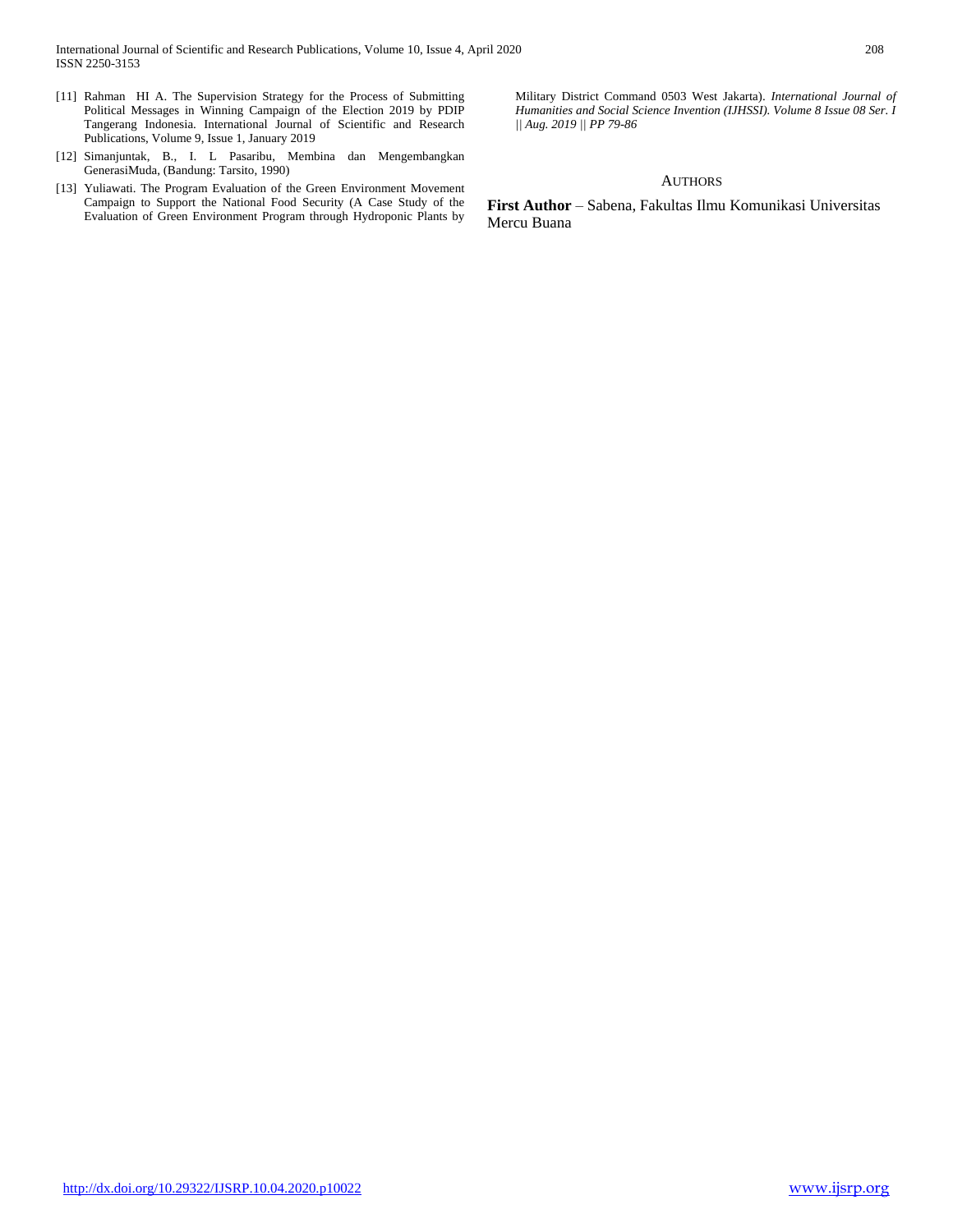[11] Rahman HI A. The Supervision Strategy for the Process of Submitting Political Messages in Winning Campaign of the Election 2019 by PDIP Tangerang Indonesia. International Journal of Scientific and Research Publications, Volume 9, Issue 1, January 2019

[12] Simanjuntak, B., I. L Pasaribu, Membina dan Mengembangkan GenerasiMuda, (Bandung: Tarsito, 1990)

[13] Yuliawati. The Program Evaluation of the Green Environment Movement Campaign to Support the National Food Security (A Case Study of the Evaluation of Green Environment Program through Hydroponic Plants by Military District Command 0503 West Jakarta). *International Journal of Humanities and Social Science Invention (IJHSSI). Volume 8 Issue 08 Ser. I || Aug. 2019 || PP 79-86*

## AUTHORS

**First Author** – Sabena, Fakultas Ilmu Komunikasi Universitas Mercu Buana